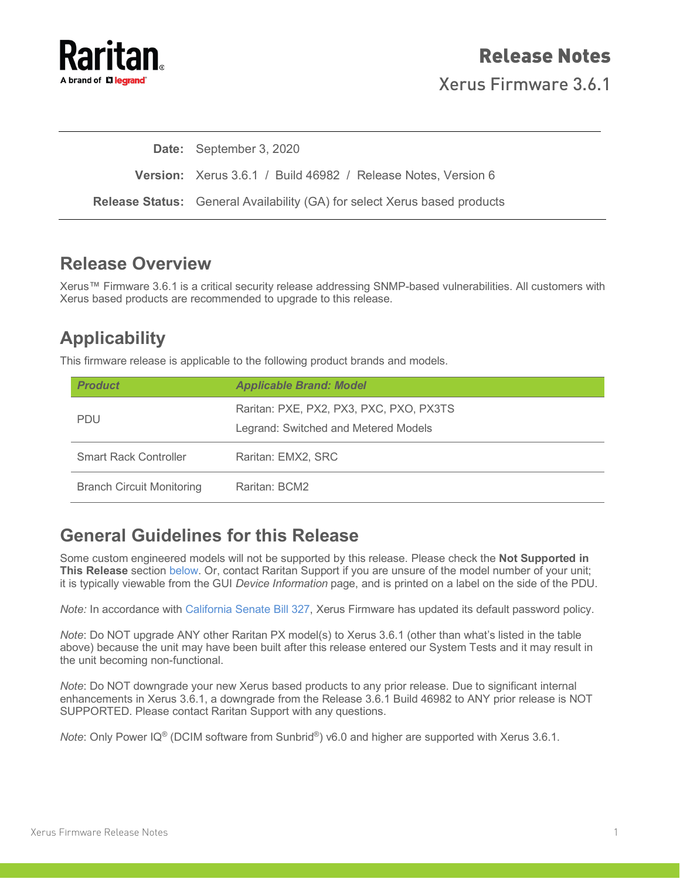Raritan

A brand of legrand

# Release Notes

Xerus Firmware 3.6.1

**Date:** September 3, 2020

**Version:** Xerus 3.6.1 / Build 46982 / Release Notes, Version 6

**Release Status:** General Availability (GA) for select Xerus based products

## Release Overview

Xerus™ Firmware 3.6.1 is a critical security release addressing SNMP-based vulnerabilities. All customers with Xerus based products are recommended to upgrade to this release.

## Applicability

This firmware release is applicable to the following product brands and models.

| *Product* | *Applicable Brand: Model* |
|---|---|
| PDU | Raritan: PXE, PX2, PX3, PXC, PXO, PX3TS<br>Legrand: Switched and Metered Models |
| Smart Rack Controller | Raritan: EMX2, SRC |
| Branch Circuit Monitoring | Raritan: BCM2 |

## General Guidelines for this Release

Some custom engineered models will not be supported by this release. Please check the **Not Supported in This Release** section below. Or, contact Raritan Support if you are unsure of the model number of your unit; it is typically viewable from the GUI *Device Information* page, and is printed on a label on the side of the PDU.

*Note:* In accordance with California Senate Bill 327, Xerus Firmware has updated its default password policy.

*Note*: Do NOT upgrade ANY other Raritan PX model(s) to Xerus 3.6.1 (other than what's listed in the table above) because the unit may have been built after this release entered our System Tests and it may result in the unit becoming non-functional.

*Note*: Do NOT downgrade your new Xerus based products to any prior release. Due to significant internal enhancements in Xerus 3.6.1, a downgrade from the Release 3.6.1 Build 46982 to ANY prior release is NOT SUPPORTED. Please contact Raritan Support with any questions.

*Note*: Only Power IQ® (DCIM software from Sunbrid®) v6.0 and higher are supported with Xerus 3.6.1.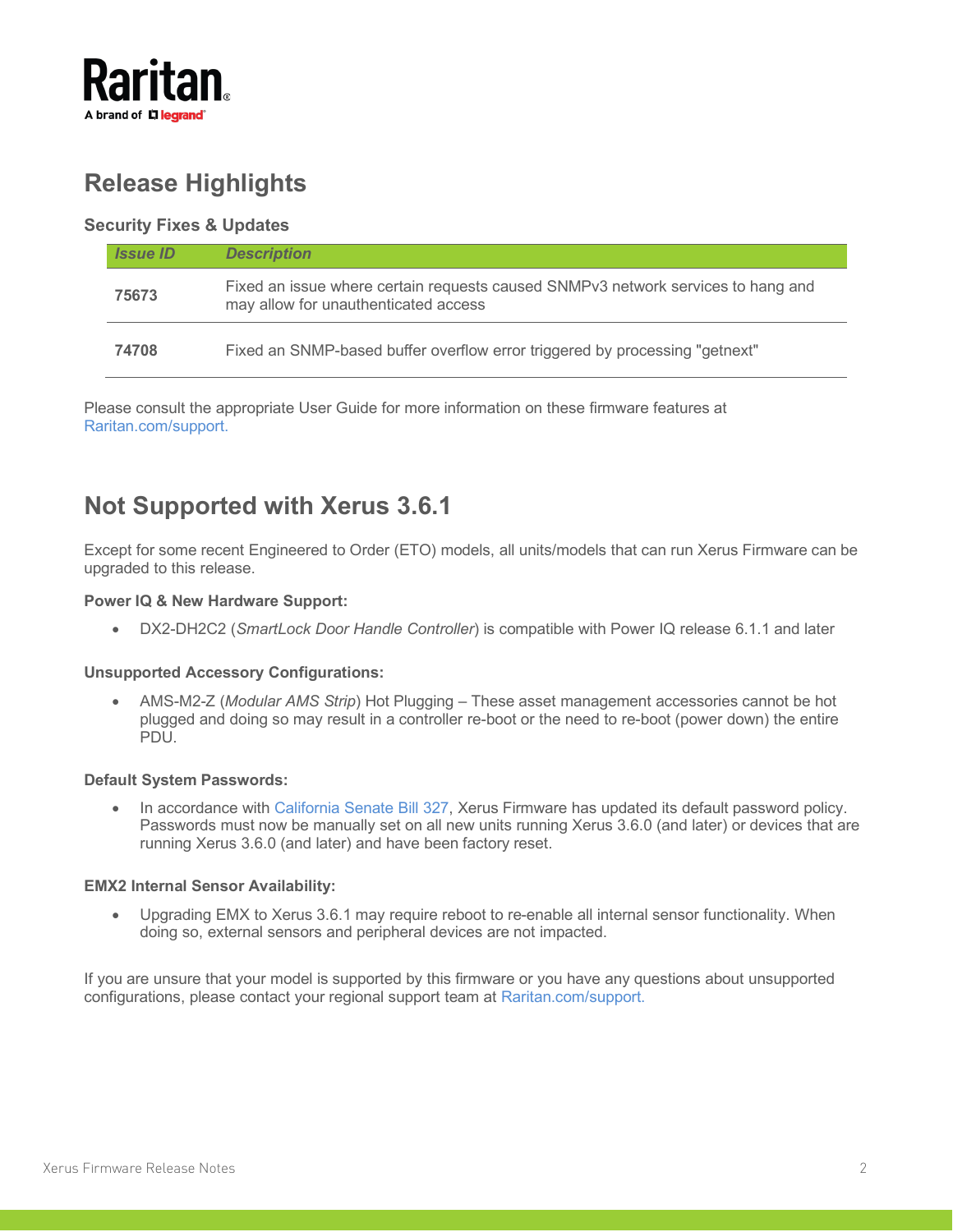## Release Highlights

### Security Fixes & Updates

| *Issue ID* | *Description* |
| --- | --- |
| **75673** | Fixed an issue where certain requests caused SNMPv3 network services to hang and may allow for unauthenticated access |
| **74708** | Fixed an SNMP-based buffer overflow error triggered by processing "getnext" |

Please consult the appropriate User Guide for more information on these firmware features at Raritan.com/support.

## Not Supported with Xerus 3.6.1

Except for some recent Engineered to Order (ETO) models, all units/models that can run Xerus Firmware can be upgraded to this release.

**Power IQ & New Hardware Support:**

- DX2-DH2C2 (*SmartLock Door Handle Controller*) is compatible with Power IQ release 6.1.1 and later

**Unsupported Accessory Configurations:**

- AMS-M2-Z (*Modular AMS Strip*) Hot Plugging – These asset management accessories cannot be hot plugged and doing so may result in a controller re-boot or the need to re-boot (power down) the entire PDU.

**Default System Passwords:**

- In accordance with California Senate Bill 327, Xerus Firmware has updated its default password policy. Passwords must now be manually set on all new units running Xerus 3.6.0 (and later) or devices that are running Xerus 3.6.0 (and later) and have been factory reset.

**EMX2 Internal Sensor Availability:**

- Upgrading EMX to Xerus 3.6.1 may require reboot to re-enable all internal sensor functionality. When doing so, external sensors and peripheral devices are not impacted.

If you are unsure that your model is supported by this firmware or you have any questions about unsupported configurations, please contact your regional support team at Raritan.com/support.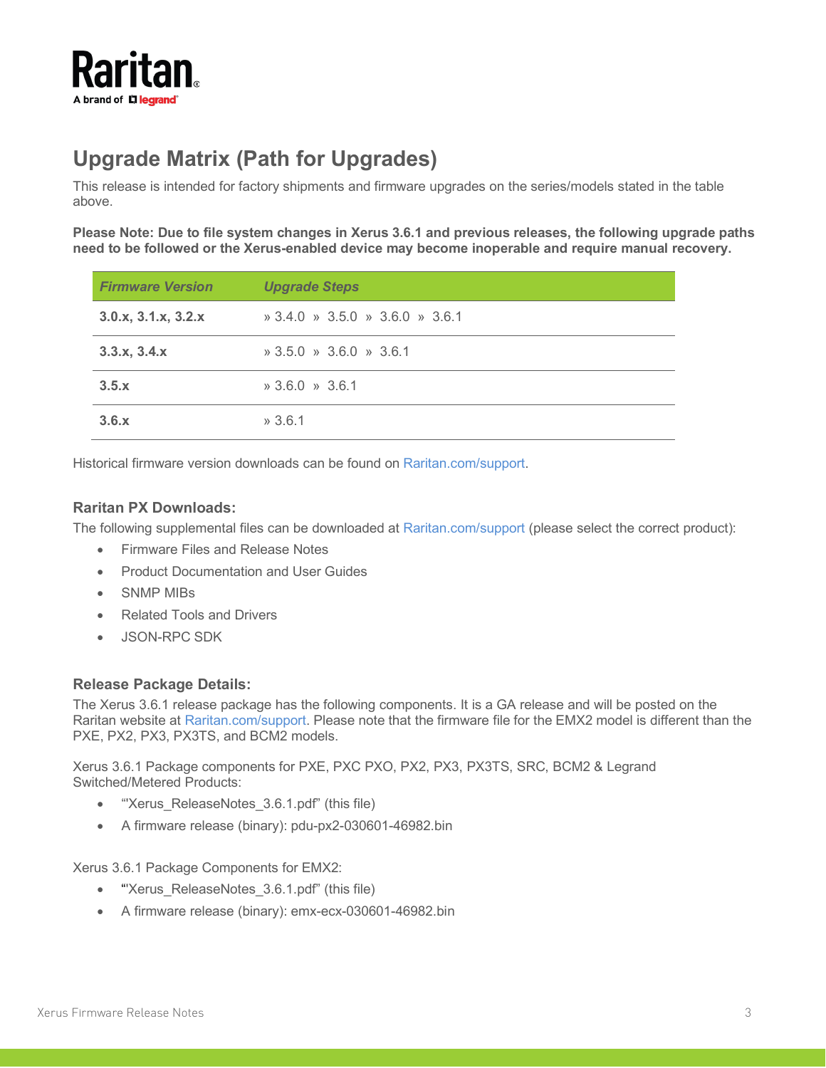## Upgrade Matrix (Path for Upgrades)

This release is intended for factory shipments and firmware upgrades on the series/models stated in the table above.

**Please Note: Due to file system changes in Xerus 3.6.1 and previous releases, the following upgrade paths need to be followed or the Xerus-enabled device may become inoperable and require manual recovery.**

| *Firmware Version* | *Upgrade Steps* |
| --- | --- |
| **3.0.x, 3.1.x, 3.2.x** | » 3.4.0 » 3.5.0 » 3.6.0 » 3.6.1 |
| **3.3.x, 3.4.x** | » 3.5.0 » 3.6.0 » 3.6.1 |
| **3.5.x** | » 3.6.0 » 3.6.1 |
| **3.6.x** | » 3.6.1 |

Historical firmware version downloads can be found on Raritan.com/support.

### Raritan PX Downloads:

The following supplemental files can be downloaded at Raritan.com/support (please select the correct product):

- Firmware Files and Release Notes
- Product Documentation and User Guides
- SNMP MIBs
- Related Tools and Drivers
- JSON-RPC SDK

### Release Package Details:

The Xerus 3.6.1 release package has the following components. It is a GA release and will be posted on the Raritan website at Raritan.com/support. Please note that the firmware file for the EMX2 model is different than the PXE, PX2, PX3, PX3TS, and BCM2 models.

Xerus 3.6.1 Package components for PXE, PXC PXO, PX2, PX3, PX3TS, SRC, BCM2 & Legrand Switched/Metered Products:

- "'Xerus_ReleaseNotes_3.6.1.pdf" (this file)
- A firmware release (binary): pdu-px2-030601-46982.bin

Xerus 3.6.1 Package Components for EMX2:

- "'Xerus_ReleaseNotes_3.6.1.pdf" (this file)
- A firmware release (binary): emx-ecx-030601-46982.bin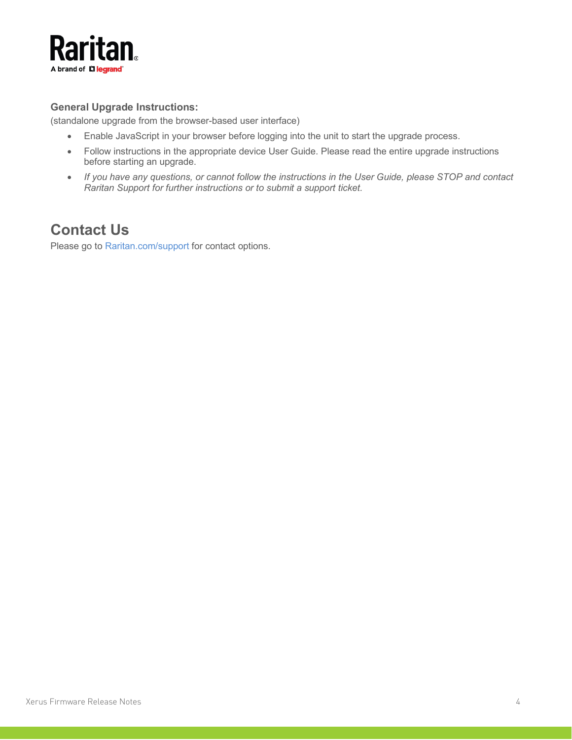**General Upgrade Instructions:**

(standalone upgrade from the browser-based user interface)

- Enable JavaScript in your browser before logging into the unit to start the upgrade process.
- Follow instructions in the appropriate device User Guide. Please read the entire upgrade instructions before starting an upgrade.
- *If you have any questions, or cannot follow the instructions in the User Guide, please STOP and contact Raritan Support for further instructions or to submit a support ticket.*

## Contact Us

Please go to Raritan.com/support for contact options.